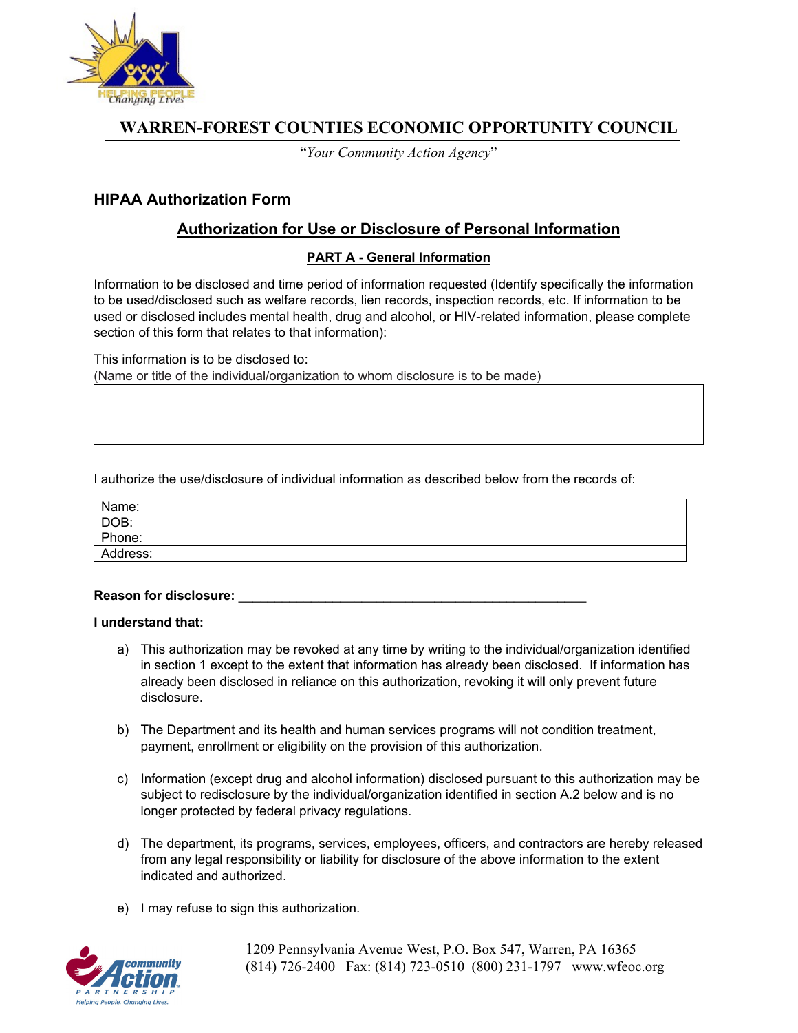# WARREN-FOREST COUNTIES ECONOMIC OPPORTUNITY COUNCIL

"*Your Community Action Agency*"

## HIPAA Authorization Form

### Authorization for Use or Disclosure of Personal Information

#### PART A - General Information

Information to be disclosed and time period of information requested (Identify specifically the information to be used/disclosed such as welfare records, lien records, inspection records, etc. If information to be used or disclosed includes mental health, drug and alcohol, or HIV-related information, please complete section of this form that relates to that information):

This information is to be disclosed to:
(Name or title of the individual/organization to whom disclosure is to be made)

| |
|---|
| |

I authorize the use/disclosure of individual information as described below from the records of:

| |
|---|
| Name: |
| DOB: |
| Phone: |
| Address: |

**Reason for disclosure:** ______________________________________________

**I understand that:**

a) This authorization may be revoked at any time by writing to the individual/organization identified in section 1 except to the extent that information has already been disclosed. If information has already been disclosed in reliance on this authorization, revoking it will only prevent future disclosure.

b) The Department and its health and human services programs will not condition treatment, payment, enrollment or eligibility on the provision of this authorization.

c) Information (except drug and alcohol information) disclosed pursuant to this authorization may be subject to redisclosure by the individual/organization identified in section A.2 below and is no longer protected by federal privacy regulations.

d) The department, its programs, services, employees, officers, and contractors are hereby released from any legal responsibility or liability for disclosure of the above information to the extent indicated and authorized.

e) I may refuse to sign this authorization.

1209 Pennsylvania Avenue West, P.O. Box 547, Warren, PA 16365
(814) 726-2400 Fax: (814) 723-0510 (800) 231-1797 www.wfeoc.org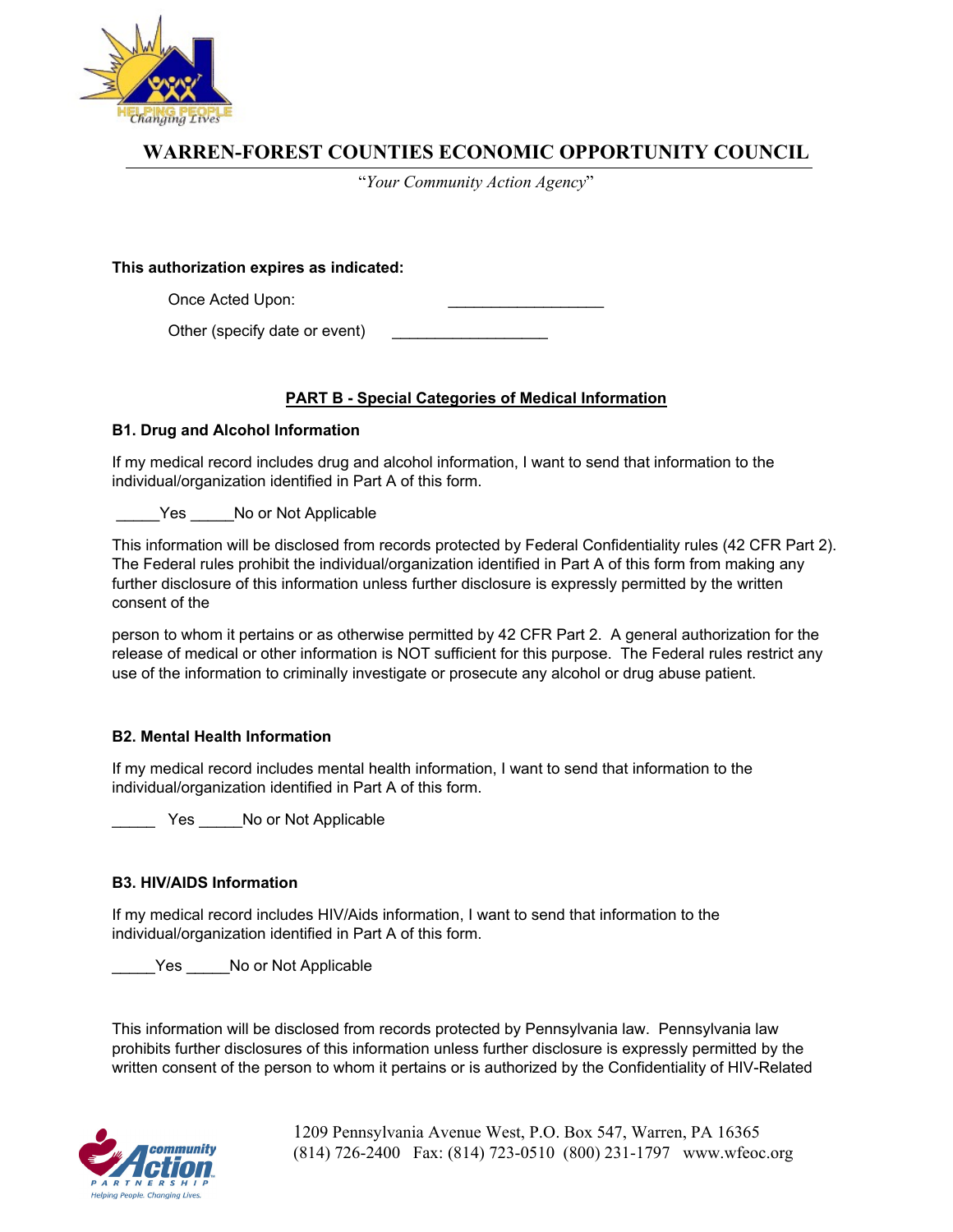# WARREN-FOREST COUNTIES ECONOMIC OPPORTUNITY COUNCIL

"*Your Community Action Agency*"

**This authorization expires as indicated:**

Once Acted Upon: ___________________

Other (specify date or event) ___________________

## PART B - Special Categories of Medical Information

### B1. Drug and Alcohol Information

If my medical record includes drug and alcohol information, I want to send that information to the individual/organization identified in Part A of this form.

_____Yes _____No or Not Applicable

This information will be disclosed from records protected by Federal Confidentiality rules (42 CFR Part 2). The Federal rules prohibit the individual/organization identified in Part A of this form from making any further disclosure of this information unless further disclosure is expressly permitted by the written consent of the

person to whom it pertains or as otherwise permitted by 42 CFR Part 2. A general authorization for the release of medical or other information is NOT sufficient for this purpose. The Federal rules restrict any use of the information to criminally investigate or prosecute any alcohol or drug abuse patient.

### B2. Mental Health Information

If my medical record includes mental health information, I want to send that information to the individual/organization identified in Part A of this form.

_____ Yes _____No or Not Applicable

### B3. HIV/AIDS Information

If my medical record includes HIV/Aids information, I want to send that information to the individual/organization identified in Part A of this form.

_____Yes _____No or Not Applicable

This information will be disclosed from records protected by Pennsylvania law. Pennsylvania law prohibits further disclosures of this information unless further disclosure is expressly permitted by the written consent of the person to whom it pertains or is authorized by the Confidentiality of HIV-Related

1209 Pennsylvania Avenue West, P.O. Box 547, Warren, PA 16365
(814) 726-2400 Fax: (814) 723-0510 (800) 231-1797 www.wfeoc.org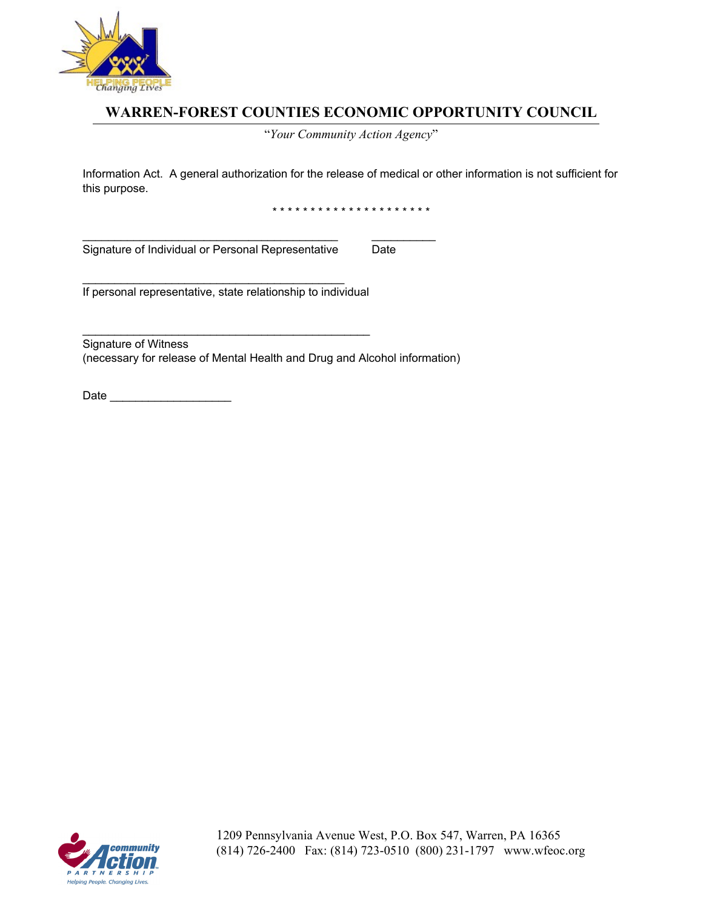# WARREN-FOREST COUNTIES ECONOMIC OPPORTUNITY COUNCIL

"*Your Community Action Agency*"

Information Act. A general authorization for the release of medical or other information is not sufficient for this purpose.

* * * * * * * * * * * * * * * * * * * * *

\_\_\_\_\_\_\_\_\_\_\_\_\_\_\_\_\_\_\_\_\_\_\_\_\_\_\_\_\_\_\_\_\_\_\_\_\_\_\_\_ \_\_\_\_\_\_\_\_\_\_
Signature of Individual or Personal Representative Date

\_\_\_\_\_\_\_\_\_\_\_\_\_\_\_\_\_\_\_\_\_\_\_\_\_\_\_\_\_\_\_\_\_\_\_\_\_\_\_\_\_
If personal representative, state relationship to individual

\_\_\_\_\_\_\_\_\_\_\_\_\_\_\_\_\_\_\_\_\_\_\_\_\_\_\_\_\_\_\_\_\_\_\_\_\_\_\_\_\_\_\_\_\_
Signature of Witness
(necessary for release of Mental Health and Drug and Alcohol information)

Date \_\_\_\_\_\_\_\_\_\_\_\_\_\_\_\_\_\_\_

1209 Pennsylvania Avenue West, P.O. Box 547, Warren, PA 16365
(814) 726-2400 Fax: (814) 723-0510 (800) 231-1797 www.wfeoc.org